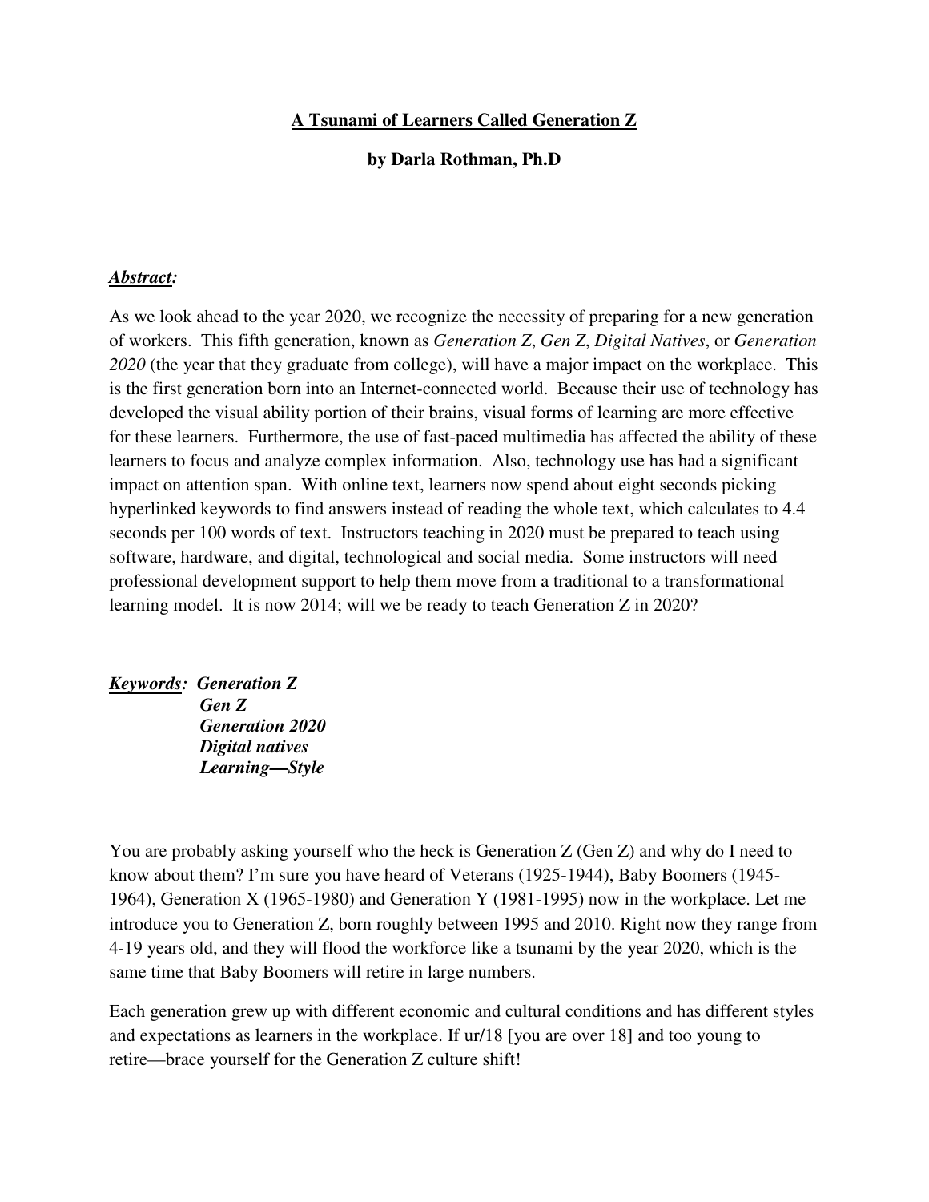# A Tsunami of Learners Called Generation Z

**by Darla Rothman, Ph.D**

***Abstract:***

As we look ahead to the year 2020, we recognize the necessity of preparing for a new generation of workers. This fifth generation, known as *Generation Z*, *Gen Z*, *Digital Natives*, or *Generation 2020* (the year that they graduate from college), will have a major impact on the workplace. This is the first generation born into an Internet-connected world. Because their use of technology has developed the visual ability portion of their brains, visual forms of learning are more effective for these learners. Furthermore, the use of fast-paced multimedia has affected the ability of these learners to focus and analyze complex information. Also, technology use has had a significant impact on attention span. With online text, learners now spend about eight seconds picking hyperlinked keywords to find answers instead of reading the whole text, which calculates to 4.4 seconds per 100 words of text. Instructors teaching in 2020 must be prepared to teach using software, hardware, and digital, technological and social media. Some instructors will need professional development support to help them move from a traditional to a transformational learning model. It is now 2014; will we be ready to teach Generation Z in 2020?

***Keywords:*** ***Generation Z***
***Gen Z***
***Generation 2020***
***Digital natives***
***Learning—Style***

You are probably asking yourself who the heck is Generation Z (Gen Z) and why do I need to know about them? I'm sure you have heard of Veterans (1925-1944), Baby Boomers (1945-1964), Generation X (1965-1980) and Generation Y (1981-1995) now in the workplace. Let me introduce you to Generation Z, born roughly between 1995 and 2010. Right now they range from 4-19 years old, and they will flood the workforce like a tsunami by the year 2020, which is the same time that Baby Boomers will retire in large numbers.

Each generation grew up with different economic and cultural conditions and has different styles and expectations as learners in the workplace. If ur/18 [you are over 18] and too young to retire—brace yourself for the Generation Z culture shift!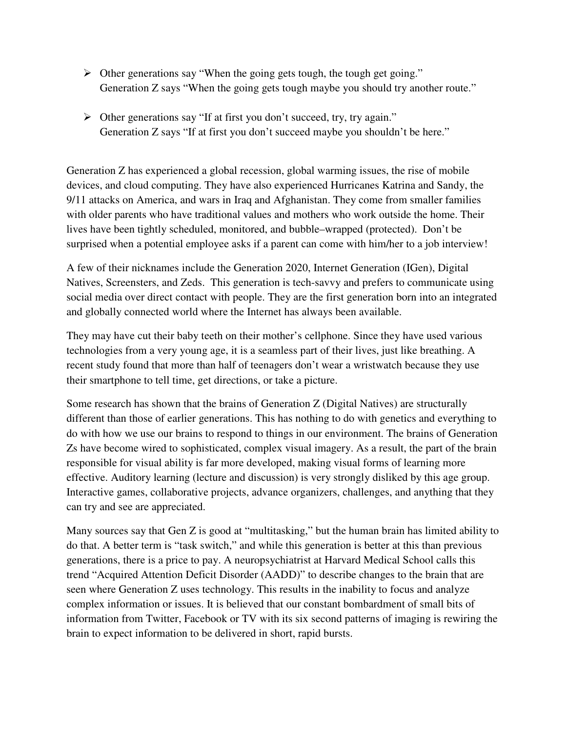- Other generations say "When the going gets tough, the tough get going."
  Generation Z says "When the going gets tough maybe you should try another route."

- Other generations say "If at first you don't succeed, try, try again."
  Generation Z says "If at first you don't succeed maybe you shouldn't be here."

Generation Z has experienced a global recession, global warming issues, the rise of mobile devices, and cloud computing. They have also experienced Hurricanes Katrina and Sandy, the 9/11 attacks on America, and wars in Iraq and Afghanistan. They come from smaller families with older parents who have traditional values and mothers who work outside the home. Their lives have been tightly scheduled, monitored, and bubble–wrapped (protected). Don't be surprised when a potential employee asks if a parent can come with him/her to a job interview!

A few of their nicknames include the Generation 2020, Internet Generation (IGen), Digital Natives, Screensters, and Zeds. This generation is tech-savvy and prefers to communicate using social media over direct contact with people. They are the first generation born into an integrated and globally connected world where the Internet has always been available.

They may have cut their baby teeth on their mother's cellphone. Since they have used various technologies from a very young age, it is a seamless part of their lives, just like breathing. A recent study found that more than half of teenagers don't wear a wristwatch because they use their smartphone to tell time, get directions, or take a picture.

Some research has shown that the brains of Generation Z (Digital Natives) are structurally different than those of earlier generations. This has nothing to do with genetics and everything to do with how we use our brains to respond to things in our environment. The brains of Generation Zs have become wired to sophisticated, complex visual imagery. As a result, the part of the brain responsible for visual ability is far more developed, making visual forms of learning more effective. Auditory learning (lecture and discussion) is very strongly disliked by this age group. Interactive games, collaborative projects, advance organizers, challenges, and anything that they can try and see are appreciated.

Many sources say that Gen Z is good at "multitasking," but the human brain has limited ability to do that. A better term is "task switch," and while this generation is better at this than previous generations, there is a price to pay. A neuropsychiatrist at Harvard Medical School calls this trend "Acquired Attention Deficit Disorder (AADD)" to describe changes to the brain that are seen where Generation Z uses technology. This results in the inability to focus and analyze complex information or issues. It is believed that our constant bombardment of small bits of information from Twitter, Facebook or TV with its six second patterns of imaging is rewiring the brain to expect information to be delivered in short, rapid bursts.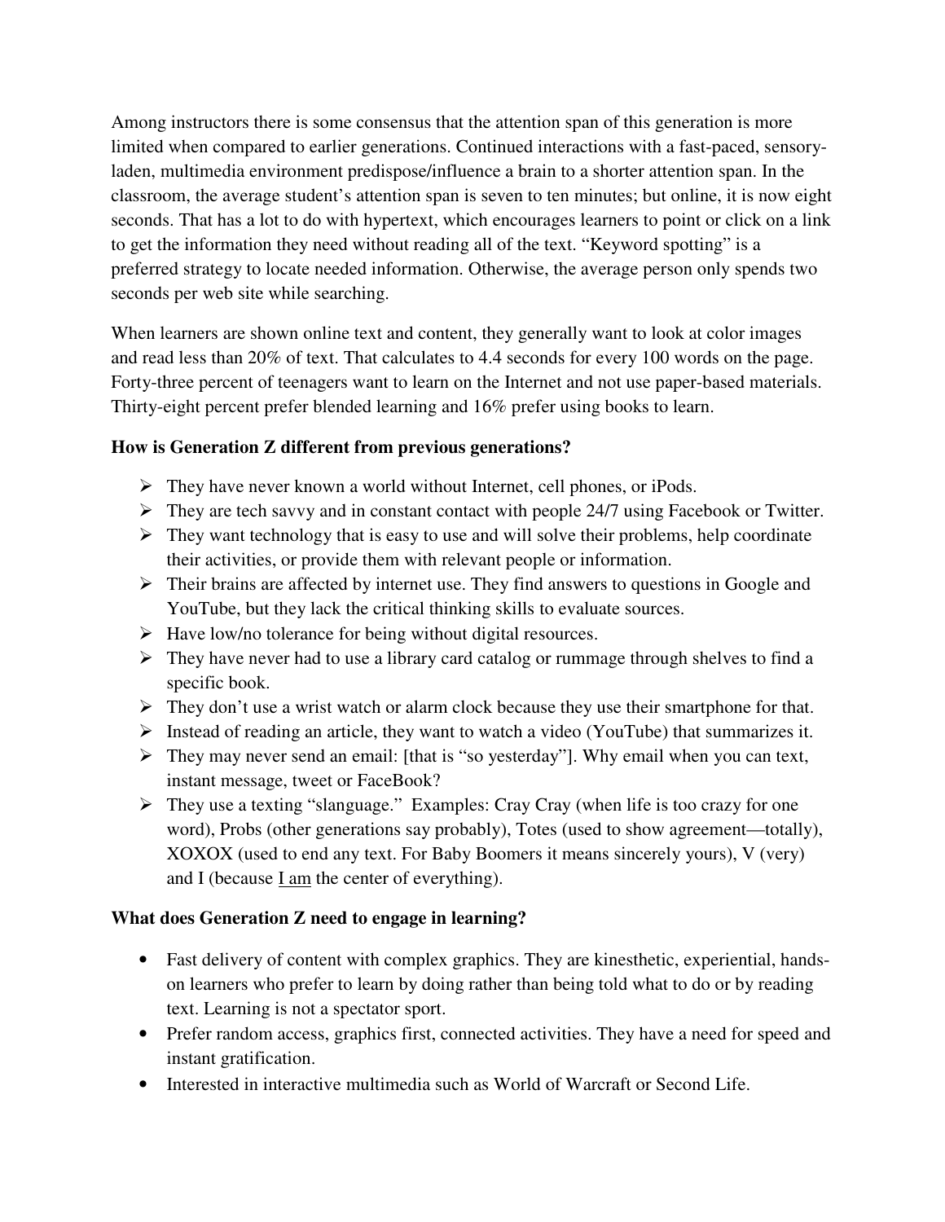Among instructors there is some consensus that the attention span of this generation is more limited when compared to earlier generations. Continued interactions with a fast-paced, sensory-laden, multimedia environment predispose/influence a brain to a shorter attention span. In the classroom, the average student's attention span is seven to ten minutes; but online, it is now eight seconds. That has a lot to do with hypertext, which encourages learners to point or click on a link to get the information they need without reading all of the text. "Keyword spotting" is a preferred strategy to locate needed information. Otherwise, the average person only spends two seconds per web site while searching.

When learners are shown online text and content, they generally want to look at color images and read less than 20% of text. That calculates to 4.4 seconds for every 100 words on the page. Forty-three percent of teenagers want to learn on the Internet and not use paper-based materials. Thirty-eight percent prefer blended learning and 16% prefer using books to learn.

**How is Generation Z different from previous generations?**

- They have never known a world without Internet, cell phones, or iPods.
- They are tech savvy and in constant contact with people 24/7 using Facebook or Twitter.
- They want technology that is easy to use and will solve their problems, help coordinate their activities, or provide them with relevant people or information.
- Their brains are affected by internet use. They find answers to questions in Google and YouTube, but they lack the critical thinking skills to evaluate sources.
- Have low/no tolerance for being without digital resources.
- They have never had to use a library card catalog or rummage through shelves to find a specific book.
- They don't use a wrist watch or alarm clock because they use their smartphone for that.
- Instead of reading an article, they want to watch a video (YouTube) that summarizes it.
- They may never send an email: [that is "so yesterday"]. Why email when you can text, instant message, tweet or FaceBook?
- They use a texting "slanguage." Examples: Cray Cray (when life is too crazy for one word), Probs (other generations say probably), Totes (used to show agreement—totally), XOXOX (used to end any text. For Baby Boomers it means sincerely yours), V (very) and I (because <u>I am</u> the center of everything).

**What does Generation Z need to engage in learning?**

- Fast delivery of content with complex graphics. They are kinesthetic, experiential, hands-on learners who prefer to learn by doing rather than being told what to do or by reading text. Learning is not a spectator sport.
- Prefer random access, graphics first, connected activities. They have a need for speed and instant gratification.
- Interested in interactive multimedia such as World of Warcraft or Second Life.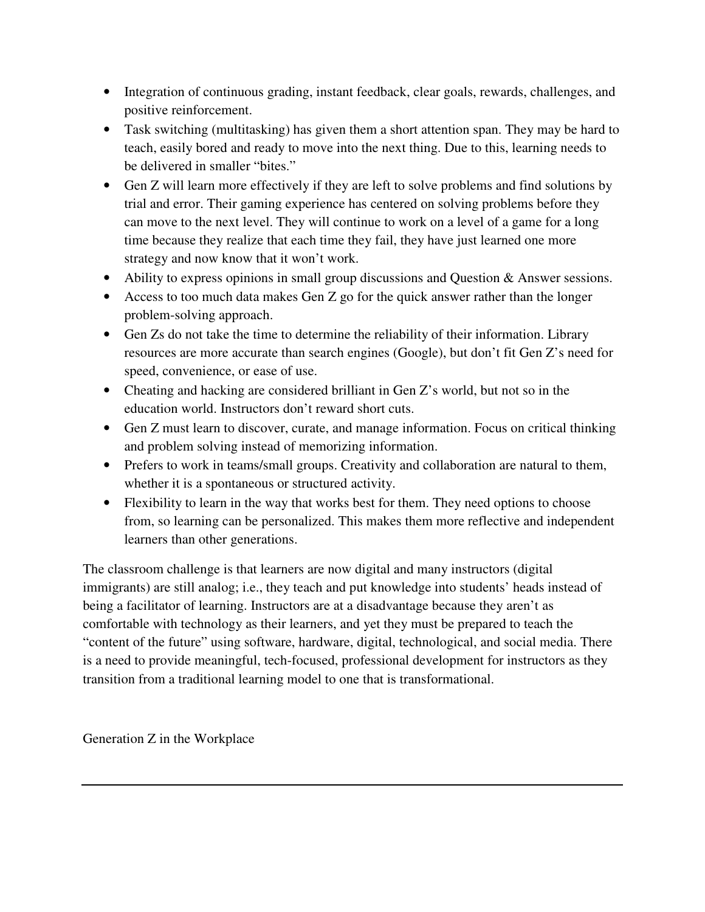- Integration of continuous grading, instant feedback, clear goals, rewards, challenges, and positive reinforcement.
- Task switching (multitasking) has given them a short attention span. They may be hard to teach, easily bored and ready to move into the next thing. Due to this, learning needs to be delivered in smaller "bites."
- Gen Z will learn more effectively if they are left to solve problems and find solutions by trial and error. Their gaming experience has centered on solving problems before they can move to the next level. They will continue to work on a level of a game for a long time because they realize that each time they fail, they have just learned one more strategy and now know that it won't work.
- Ability to express opinions in small group discussions and Question & Answer sessions.
- Access to too much data makes Gen Z go for the quick answer rather than the longer problem-solving approach.
- Gen Zs do not take the time to determine the reliability of their information. Library resources are more accurate than search engines (Google), but don't fit Gen Z's need for speed, convenience, or ease of use.
- Cheating and hacking are considered brilliant in Gen Z's world, but not so in the education world. Instructors don't reward short cuts.
- Gen Z must learn to discover, curate, and manage information. Focus on critical thinking and problem solving instead of memorizing information.
- Prefers to work in teams/small groups. Creativity and collaboration are natural to them, whether it is a spontaneous or structured activity.
- Flexibility to learn in the way that works best for them. They need options to choose from, so learning can be personalized. This makes them more reflective and independent learners than other generations.

The classroom challenge is that learners are now digital and many instructors (digital immigrants) are still analog; i.e., they teach and put knowledge into students' heads instead of being a facilitator of learning. Instructors are at a disadvantage because they aren't as comfortable with technology as their learners, and yet they must be prepared to teach the "content of the future" using software, hardware, digital, technological, and social media. There is a need to provide meaningful, tech-focused, professional development for instructors as they transition from a traditional learning model to one that is transformational.

## Generation Z in the Workplace

---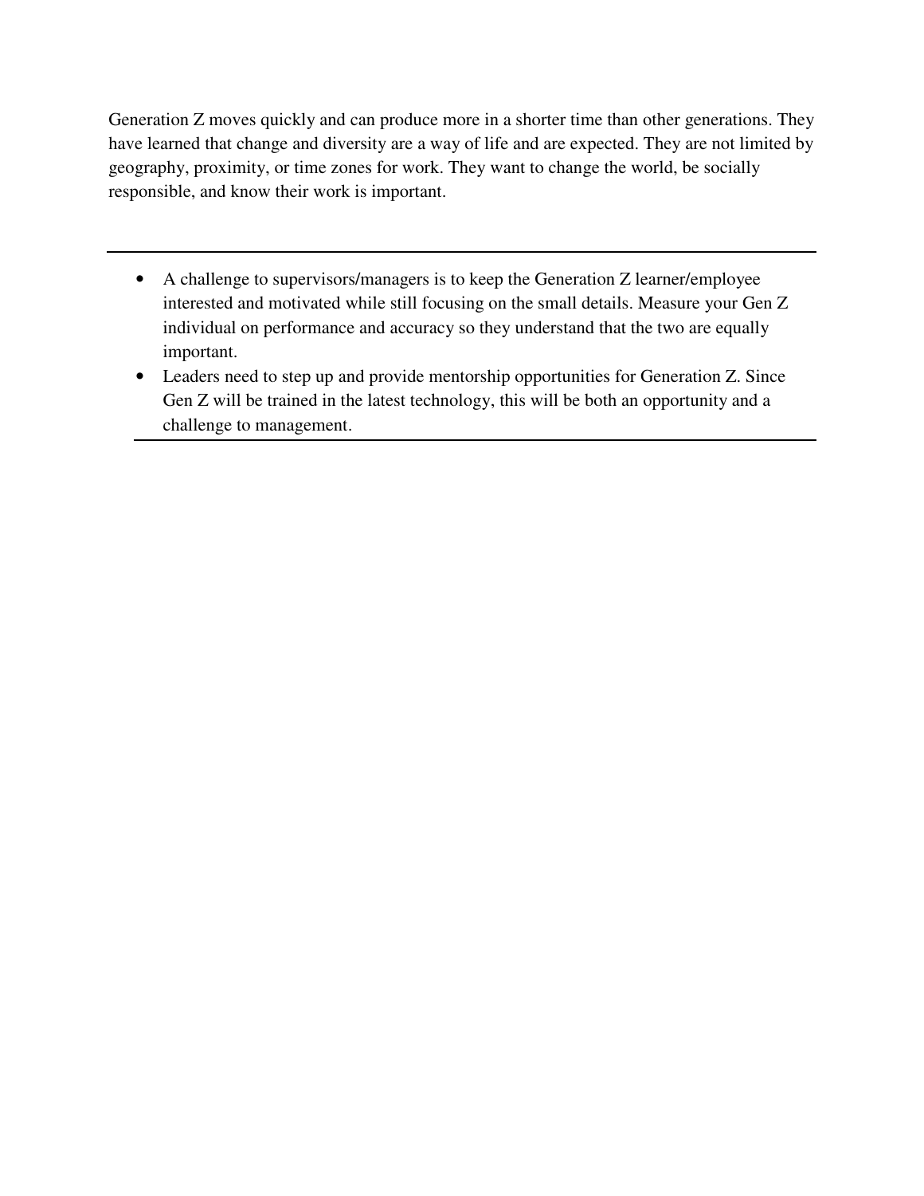Generation Z moves quickly and can produce more in a shorter time than other generations. They have learned that change and diversity are a way of life and are expected. They are not limited by geography, proximity, or time zones for work. They want to change the world, be socially responsible, and know their work is important.

---

- A challenge to supervisors/managers is to keep the Generation Z learner/employee interested and motivated while still focusing on the small details. Measure your Gen Z individual on performance and accuracy so they understand that the two are equally important.
- Leaders need to step up and provide mentorship opportunities for Generation Z. Since Gen Z will be trained in the latest technology, this will be both an opportunity and a challenge to management.

---